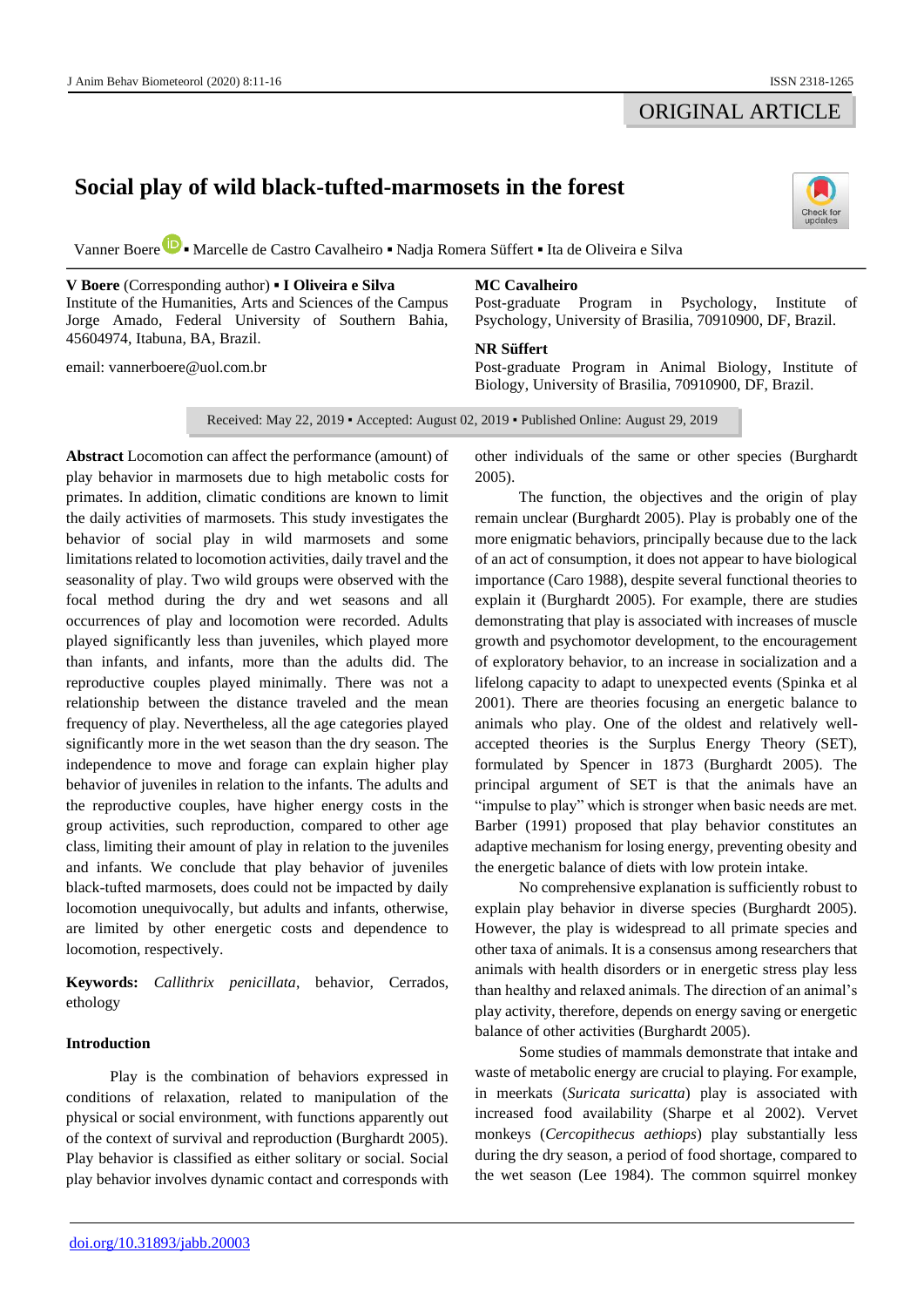ORIGINAL ARTICLE

# Social play of wild black-tufted-marmosets in the forest

Vanner Boere ▪ Marcelle de Castro Cavalheiro ▪ Nadja Romera Süffert ▪ Ita de Oliveira e Silva

**V Boere** (Corresponding author) ▪ **I Oliveira e Silva**
Institute of the Humanities, Arts and Sciences of the Campus Jorge Amado, Federal University of Southern Bahia, 45604974, Itabuna, BA, Brazil.

email: vannerboere@uol.com.br

**MC Cavalheiro**
Post-graduate Program in Psychology, Institute of Psychology, University of Brasilia, 70910900, DF, Brazil.

**NR Süffert**
Post-graduate Program in Animal Biology, Institute of Biology, University of Brasilia, 70910900, DF, Brazil.

Received: May 22, 2019 ▪ Accepted: August 02, 2019 ▪ Published Online: August 29, 2019

**Abstract** Locomotion can affect the performance (amount) of play behavior in marmosets due to high metabolic costs for primates. In addition, climatic conditions are known to limit the daily activities of marmosets. This study investigates the behavior of social play in wild marmosets and some limitations related to locomotion activities, daily travel and the seasonality of play. Two wild groups were observed with the focal method during the dry and wet seasons and all occurrences of play and locomotion were recorded. Adults played significantly less than juveniles, which played more than infants, and infants, more than the adults did. The reproductive couples played minimally. There was not a relationship between the distance traveled and the mean frequency of play. Nevertheless, all the age categories played significantly more in the wet season than the dry season. The independence to move and forage can explain higher play behavior of juveniles in relation to the infants. The adults and the reproductive couples, have higher energy costs in the group activities, such reproduction, compared to other age class, limiting their amount of play in relation to the juveniles and infants. We conclude that play behavior of juveniles black-tufted marmosets, does could not be impacted by daily locomotion unequivocally, but adults and infants, otherwise, are limited by other energetic costs and dependence to locomotion, respectively.

**Keywords:** *Callithrix penicillata*, behavior, Cerrados, ethology

## Introduction

Play is the combination of behaviors expressed in conditions of relaxation, related to manipulation of the physical or social environment, with functions apparently out of the context of survival and reproduction (Burghardt 2005). Play behavior is classified as either solitary or social. Social play behavior involves dynamic contact and corresponds with other individuals of the same or other species (Burghardt 2005).

The function, the objectives and the origin of play remain unclear (Burghardt 2005). Play is probably one of the more enigmatic behaviors, principally because due to the lack of an act of consumption, it does not appear to have biological importance (Caro 1988), despite several functional theories to explain it (Burghardt 2005). For example, there are studies demonstrating that play is associated with increases of muscle growth and psychomotor development, to the encouragement of exploratory behavior, to an increase in socialization and a lifelong capacity to adapt to unexpected events (Spinka et al 2001). There are theories focusing an energetic balance to animals who play. One of the oldest and relatively well-accepted theories is the Surplus Energy Theory (SET), formulated by Spencer in 1873 (Burghardt 2005). The principal argument of SET is that the animals have an “impulse to play” which is stronger when basic needs are met. Barber (1991) proposed that play behavior constitutes an adaptive mechanism for losing energy, preventing obesity and the energetic balance of diets with low protein intake.

No comprehensive explanation is sufficiently robust to explain play behavior in diverse species (Burghardt 2005). However, the play is widespread to all primate species and other taxa of animals. It is a consensus among researchers that animals with health disorders or in energetic stress play less than healthy and relaxed animals. The direction of an animal's play activity, therefore, depends on energy saving or energetic balance of other activities (Burghardt 2005).

Some studies of mammals demonstrate that intake and waste of metabolic energy are crucial to playing. For example, in meerkats (*Suricata suricatta*) play is associated with increased food availability (Sharpe et al 2002). Vervet monkeys (*Cercopithecus aethiops*) play substantially less during the dry season, a period of food shortage, compared to the wet season (Lee 1984). The common squirrel monkey

doi.org/10.31893/jabb.20003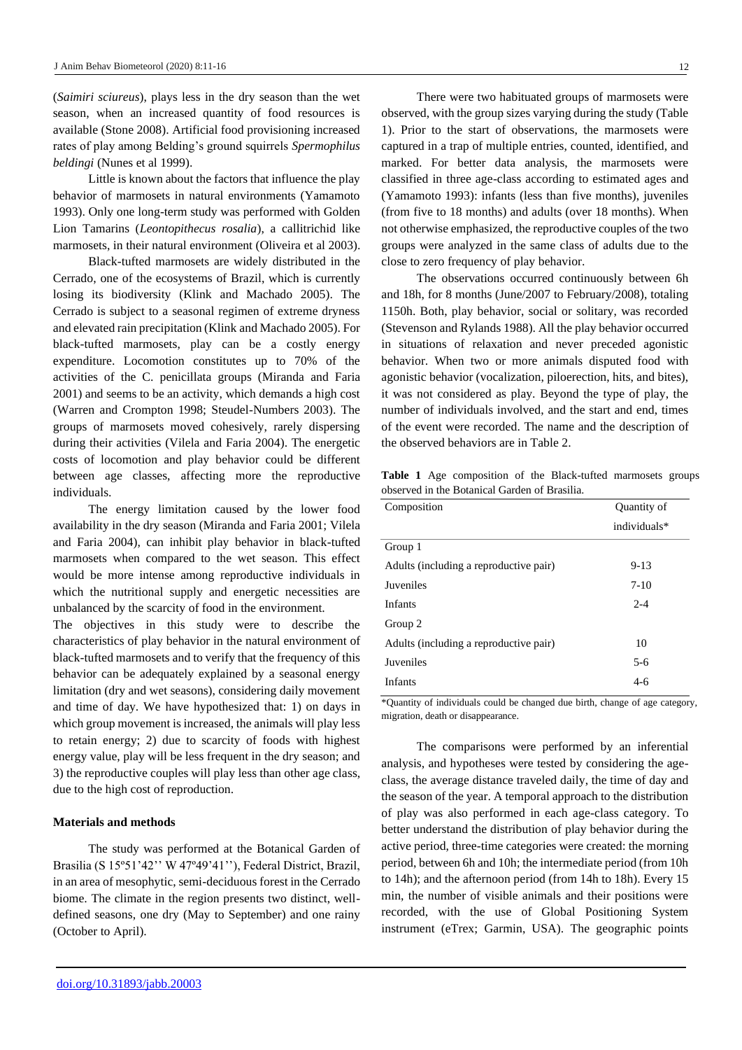(*Saimiri sciureus*), plays less in the dry season than the wet season, when an increased quantity of food resources is available (Stone 2008). Artificial food provisioning increased rates of play among Belding's ground squirrels *Spermophilus beldingi* (Nunes et al 1999).

Little is known about the factors that influence the play behavior of marmosets in natural environments (Yamamoto 1993). Only one long-term study was performed with Golden Lion Tamarins (*Leontopithecus rosalia*), a callitrichid like marmosets, in their natural environment (Oliveira et al 2003).

Black-tufted marmosets are widely distributed in the Cerrado, one of the ecosystems of Brazil, which is currently losing its biodiversity (Klink and Machado 2005). The Cerrado is subject to a seasonal regimen of extreme dryness and elevated rain precipitation (Klink and Machado 2005). For black-tufted marmosets, play can be a costly energy expenditure. Locomotion constitutes up to 70% of the activities of the C. penicillata groups (Miranda and Faria 2001) and seems to be an activity, which demands a high cost (Warren and Crompton 1998; Steudel-Numbers 2003). The groups of marmosets moved cohesively, rarely dispersing during their activities (Vilela and Faria 2004). The energetic costs of locomotion and play behavior could be different between age classes, affecting more the reproductive individuals.

The energy limitation caused by the lower food availability in the dry season (Miranda and Faria 2001; Vilela and Faria 2004), can inhibit play behavior in black-tufted marmosets when compared to the wet season. This effect would be more intense among reproductive individuals in which the nutritional supply and energetic necessities are unbalanced by the scarcity of food in the environment.

The objectives in this study were to describe the characteristics of play behavior in the natural environment of black-tufted marmosets and to verify that the frequency of this behavior can be adequately explained by a seasonal energy limitation (dry and wet seasons), considering daily movement and time of day. We have hypothesized that: 1) on days in which group movement is increased, the animals will play less to retain energy; 2) due to scarcity of foods with highest energy value, play will be less frequent in the dry season; and 3) the reproductive couples will play less than other age class, due to the high cost of reproduction.

## Materials and methods

The study was performed at the Botanical Garden of Brasilia (S 15º51'42'' W 47º49'41''), Federal District, Brazil, in an area of mesophytic, semi-deciduous forest in the Cerrado biome. The climate in the region presents two distinct, well-defined seasons, one dry (May to September) and one rainy (October to April).

There were two habituated groups of marmosets were observed, with the group sizes varying during the study (Table 1). Prior to the start of observations, the marmosets were captured in a trap of multiple entries, counted, identified, and marked. For better data analysis, the marmosets were classified in three age-class according to estimated ages and (Yamamoto 1993): infants (less than five months), juveniles (from five to 18 months) and adults (over 18 months). When not otherwise emphasized, the reproductive couples of the two groups were analyzed in the same class of adults due to the close to zero frequency of play behavior.

The observations occurred continuously between 6h and 18h, for 8 months (June/2007 to February/2008), totaling 1150h. Both, play behavior, social or solitary, was recorded (Stevenson and Rylands 1988). All the play behavior occurred in situations of relaxation and never preceded agonistic behavior. When two or more animals disputed food with agonistic behavior (vocalization, piloerection, hits, and bites), it was not considered as play. Beyond the type of play, the number of individuals involved, and the start and end, times of the event were recorded. The name and the description of the observed behaviors are in Table 2.

**Table 1** Age composition of the Black-tufted marmosets groups observed in the Botanical Garden of Brasilia.

| Composition | Quantity of individuals* |
|---|---|
| Group 1 | |
| Adults (including a reproductive pair) | 9-13 |
| Juveniles | 7-10 |
| Infants | 2-4 |
| Group 2 | |
| Adults (including a reproductive pair) | 10 |
| Juveniles | 5-6 |
| Infants | 4-6 |

*Quantity of individuals could be changed due birth, change of age category, migration, death or disappearance.

The comparisons were performed by an inferential analysis, and hypotheses were tested by considering the age-class, the average distance traveled daily, the time of day and the season of the year. A temporal approach to the distribution of play was also performed in each age-class category. To better understand the distribution of play behavior during the active period, three-time categories were created: the morning period, between 6h and 10h; the intermediate period (from 10h to 14h); and the afternoon period (from 14h to 18h). Every 15 min, the number of visible animals and their positions were recorded, with the use of Global Positioning System instrument (eTrex; Garmin, USA). The geographic points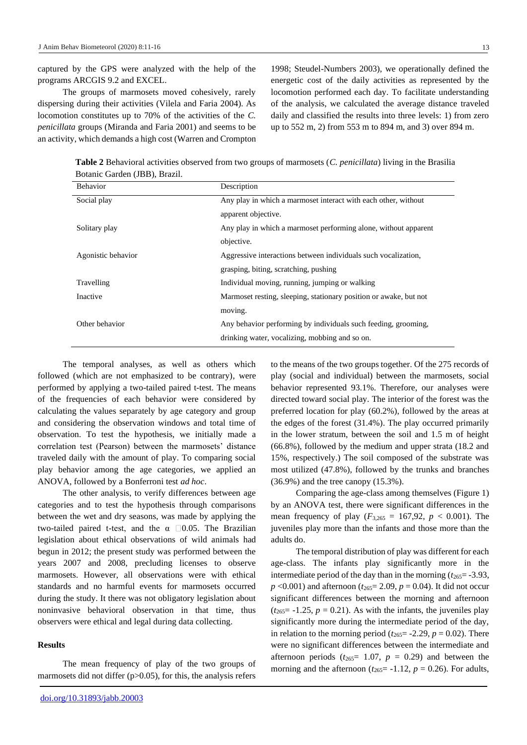captured by the GPS were analyzed with the help of the programs ARCGIS 9.2 and EXCEL.

The groups of marmosets moved cohesively, rarely dispersing during their activities (Vilela and Faria 2004). As locomotion constitutes up to 70% of the activities of the *C. penicillata* groups (Miranda and Faria 2001) and seems to be an activity, which demands a high cost (Warren and Crompton 1998; Steudel-Numbers 2003), we operationally defined the energetic cost of the daily activities as represented by the locomotion performed each day. To facilitate understanding of the analysis, we calculated the average distance traveled daily and classified the results into three levels: 1) from zero up to 552 m, 2) from 553 m to 894 m, and 3) over 894 m.

**Table 2** Behavioral activities observed from two groups of marmosets (*C. penicillata*) living in the Brasilia Botanic Garden (JBB), Brazil.

| Behavior | Description |
|---|---|
| Social play | Any play in which a marmoset interact with each other, without apparent objective. |
| Solitary play | Any play in which a marmoset performing alone, without apparent objective. |
| Agonistic behavior | Aggressive interactions between individuals such vocalization, grasping, biting, scratching, pushing |
| Travelling | Individual moving, running, jumping or walking |
| Inactive | Marmoset resting, sleeping, stationary position or awake, but not moving. |
| Other behavior | Any behavior performing by individuals such feeding, grooming, drinking water, vocalizing, mobbing and so on. |

The temporal analyses, as well as others which followed (which are not emphasized to be contrary), were performed by applying a two-tailed paired t-test. The means of the frequencies of each behavior were considered by calculating the values separately by age category and group and considering the observation windows and total time of observation. To test the hypothesis, we initially made a correlation test (Pearson) between the marmosets' distance traveled daily with the amount of play. To comparing social play behavior among the age categories, we applied an ANOVA, followed by a Bonferroni test *ad hoc*.

The other analysis, to verify differences between age categories and to test the hypothesis through comparisons between the wet and dry seasons, was made by applying the two-tailed paired t-test, and the $\alpha \leq 0.05$. The Brazilian legislation about ethical observations of wild animals had begun in 2012; the present study was performed between the years 2007 and 2008, precluding licenses to observe marmosets. However, all observations were with ethical standards and no harmful events for marmosets occurred during the study. It there was not obligatory legislation about noninvasive behavioral observation in that time, thus observers were ethical and legal during data collecting.

## Results

The mean frequency of play of the two groups of marmosets did not differ ($p>0.05$), for this, the analysis refers to the means of the two groups together. Of the 275 records of play (social and individual) between the marmosets, social behavior represented 93.1%. Therefore, our analyses were directed toward social play. The interior of the forest was the preferred location for play (60.2%), followed by the areas at the edges of the forest (31.4%). The play occurred primarily in the lower stratum, between the soil and 1.5 m of height (66.8%), followed by the medium and upper strata (18.2 and 15%, respectively.) The soil composed of the substrate was most utilized (47.8%), followed by the trunks and branches (36.9%) and the tree canopy (15.3%).

Comparing the age-class among themselves (Figure 1) by an ANOVA test, there were significant differences in the mean frequency of play ($F_{3,265}$ = 167,92, $p$ < 0.001). The juveniles play more than the infants and those more than the adults do.

The temporal distribution of play was different for each age-class. The infants play significantly more in the intermediate period of the day than in the morning ($t_{265}$= -3.93, $p$ <0.001) and afternoon ($t_{265}$= 2.09, $p$ = 0.04). It did not occur significant differences between the morning and afternoon ($t_{265}$= -1.25, $p$ = 0.21). As with the infants, the juveniles play significantly more during the intermediate period of the day, in relation to the morning period ($t_{265}$= -2.29, $p$ = 0.02). There were no significant differences between the intermediate and afternoon periods ($t_{265}$= 1.07, $p$ = 0.29) and between the morning and the afternoon ($t_{265}$= -1.12, $p$ = 0.26). For adults,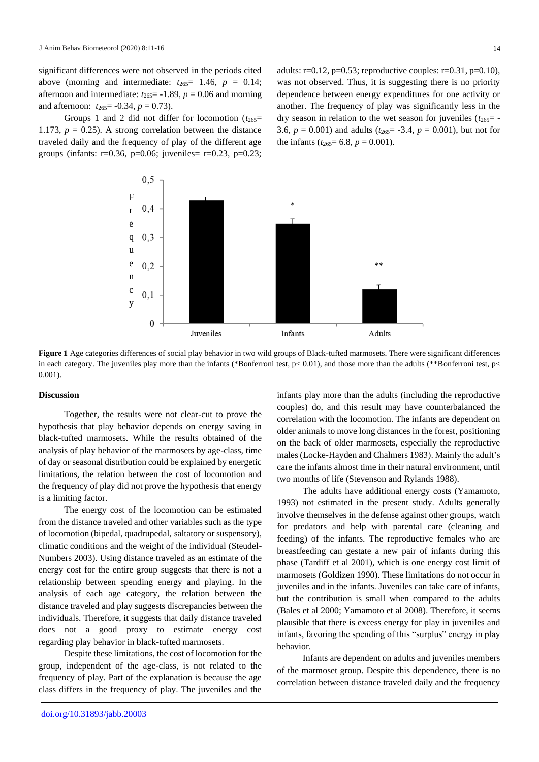significant differences were not observed in the periods cited above (morning and intermediate: $t_{265}$= 1.46, $p$ = 0.14; afternoon and intermediate: $t_{265}$= -1.89, $p$ = 0.06 and morning and afternoon: $t_{265}$= -0.34, $p$ = 0.73).

Groups 1 and 2 did not differ for locomotion ($t_{265}$= 1.173, $p$ = 0.25). A strong correlation between the distance traveled daily and the frequency of play of the different age groups (infants: r=0.36, p=0.06; juveniles= r=0.23, p=0.23; adults: r=0.12, p=0.53; reproductive couples: r=0.31, p=0.10), was not observed. Thus, it is suggesting there is no priority dependence between energy expenditures for one activity or another. The frequency of play was significantly less in the dry season in relation to the wet season for juveniles ($t_{265}$= -3.6, $p$ = 0.001) and adults ($t_{265}$= -3.4, $p$ = 0.001), but not for the infants ($t_{265}$= 6.8, $p$ = 0.001).

**Figure 1** Age categories differences of social play behavior in two wild groups of Black-tufted marmosets. There were significant differences in each category. The juveniles play more than the infants (*Bonferroni test, p< 0.01), and those more than the adults (**Bonferroni test, p< 0.001).

## Discussion

Together, the results were not clear-cut to prove the hypothesis that play behavior depends on energy saving in black-tufted marmosets. While the results obtained of the analysis of play behavior of the marmosets by age-class, time of day or seasonal distribution could be explained by energetic limitations, the relation between the cost of locomotion and the frequency of play did not prove the hypothesis that energy is a limiting factor.

The energy cost of the locomotion can be estimated from the distance traveled and other variables such as the type of locomotion (bipedal, quadrupedal, saltatory or suspensory), climatic conditions and the weight of the individual (Steudel-Numbers 2003). Using distance traveled as an estimate of the energy cost for the entire group suggests that there is not a relationship between spending energy and playing. In the analysis of each age category, the relation between the distance traveled and play suggests discrepancies between the individuals. Therefore, it suggests that daily distance traveled does not a good proxy to estimate energy cost regarding play behavior in black-tufted marmosets.

Despite these limitations, the cost of locomotion for the group, independent of the age-class, is not related to the frequency of play. Part of the explanation is because the age class differs in the frequency of play. The juveniles and the infants play more than the adults (including the reproductive couples) do, and this result may have counterbalanced the correlation with the locomotion. The infants are dependent on older animals to move long distances in the forest, positioning on the back of older marmosets, especially the reproductive males (Locke-Hayden and Chalmers 1983). Mainly the adult's care the infants almost time in their natural environment, until two months of life (Stevenson and Rylands 1988).

The adults have additional energy costs (Yamamoto, 1993) not estimated in the present study. Adults generally involve themselves in the defense against other groups, watch for predators and help with parental care (cleaning and feeding) of the infants. The reproductive females who are breastfeeding can gestate a new pair of infants during this phase (Tardiff et al 2001), which is one energy cost limit of marmosets (Goldizen 1990). These limitations do not occur in juveniles and in the infants. Juveniles can take care of infants, but the contribution is small when compared to the adults (Bales et al 2000; Yamamoto et al 2008). Therefore, it seems plausible that there is excess energy for play in juveniles and infants, favoring the spending of this "surplus" energy in play behavior.

Infants are dependent on adults and juveniles members of the marmoset group. Despite this dependence, there is no correlation between distance traveled daily and the frequency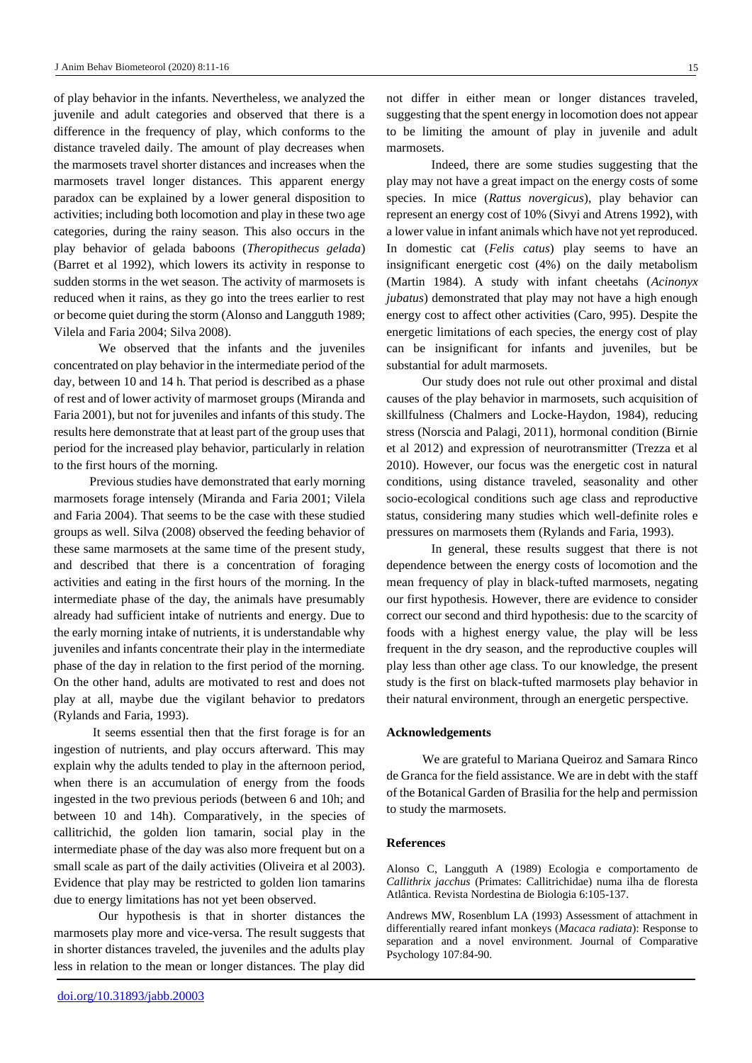of play behavior in the infants. Nevertheless, we analyzed the juvenile and adult categories and observed that there is a difference in the frequency of play, which conforms to the distance traveled daily. The amount of play decreases when the marmosets travel shorter distances and increases when the marmosets travel longer distances. This apparent energy paradox can be explained by a lower general disposition to activities; including both locomotion and play in these two age categories, during the rainy season. This also occurs in the play behavior of gelada baboons (*Theropithecus gelada*) (Barret et al 1992), which lowers its activity in response to sudden storms in the wet season. The activity of marmosets is reduced when it rains, as they go into the trees earlier to rest or become quiet during the storm (Alonso and Langguth 1989; Vilela and Faria 2004; Silva 2008).

We observed that the infants and the juveniles concentrated on play behavior in the intermediate period of the day, between 10 and 14 h. That period is described as a phase of rest and of lower activity of marmoset groups (Miranda and Faria 2001), but not for juveniles and infants of this study. The results here demonstrate that at least part of the group uses that period for the increased play behavior, particularly in relation to the first hours of the morning.

Previous studies have demonstrated that early morning marmosets forage intensely (Miranda and Faria 2001; Vilela and Faria 2004). That seems to be the case with these studied groups as well. Silva (2008) observed the feeding behavior of these same marmosets at the same time of the present study, and described that there is a concentration of foraging activities and eating in the first hours of the morning. In the intermediate phase of the day, the animals have presumably already had sufficient intake of nutrients and energy. Due to the early morning intake of nutrients, it is understandable why juveniles and infants concentrate their play in the intermediate phase of the day in relation to the first period of the morning. On the other hand, adults are motivated to rest and does not play at all, maybe due the vigilant behavior to predators (Rylands and Faria, 1993).

It seems essential then that the first forage is for an ingestion of nutrients, and play occurs afterward. This may explain why the adults tended to play in the afternoon period, when there is an accumulation of energy from the foods ingested in the two previous periods (between 6 and 10h; and between 10 and 14h). Comparatively, in the species of callitrichid, the golden lion tamarin, social play in the intermediate phase of the day was also more frequent but on a small scale as part of the daily activities (Oliveira et al 2003). Evidence that play may be restricted to golden lion tamarins due to energy limitations has not yet been observed.

Our hypothesis is that in shorter distances the marmosets play more and vice-versa. The result suggests that in shorter distances traveled, the juveniles and the adults play less in relation to the mean or longer distances. The play did not differ in either mean or longer distances traveled, suggesting that the spent energy in locomotion does not appear to be limiting the amount of play in juvenile and adult marmosets.

Indeed, there are some studies suggesting that the play may not have a great impact on the energy costs of some species. In mice (*Rattus novergicus*), play behavior can represent an energy cost of 10% (Sivyi and Atrens 1992), with a lower value in infant animals which have not yet reproduced. In domestic cat (*Felis catus*) play seems to have an insignificant energetic cost (4%) on the daily metabolism (Martin 1984). A study with infant cheetahs (*Acinonyx jubatus*) demonstrated that play may not have a high enough energy cost to affect other activities (Caro, 995). Despite the energetic limitations of each species, the energy cost of play can be insignificant for infants and juveniles, but be substantial for adult marmosets.

Our study does not rule out other proximal and distal causes of the play behavior in marmosets, such acquisition of skillfulness (Chalmers and Locke-Haydon, 1984), reducing stress (Norscia and Palagi, 2011), hormonal condition (Birnie et al 2012) and expression of neurotransmitter (Trezza et al 2010). However, our focus was the energetic cost in natural conditions, using distance traveled, seasonality and other socio-ecological conditions such age class and reproductive status, considering many studies which well-definite roles e pressures on marmosets them (Rylands and Faria, 1993).

In general, these results suggest that there is not dependence between the energy costs of locomotion and the mean frequency of play in black-tufted marmosets, negating our first hypothesis. However, there are evidence to consider correct our second and third hypothesis: due to the scarcity of foods with a highest energy value, the play will be less frequent in the dry season, and the reproductive couples will play less than other age class. To our knowledge, the present study is the first on black-tufted marmosets play behavior in their natural environment, through an energetic perspective.

## Acknowledgements

We are grateful to Mariana Queiroz and Samara Rinco de Granca for the field assistance. We are in debt with the staff of the Botanical Garden of Brasilia for the help and permission to study the marmosets.

## References

Alonso C, Langguth A (1989) Ecologia e comportamento de *Callithrix jacchus* (Primates: Callitrichidae) numa ilha de floresta Atlântica. Revista Nordestina de Biologia 6:105-137.

Andrews MW, Rosenblum LA (1993) Assessment of attachment in differentially reared infant monkeys (*Macaca radiata*): Response to separation and a novel environment. Journal of Comparative Psychology 107:84-90.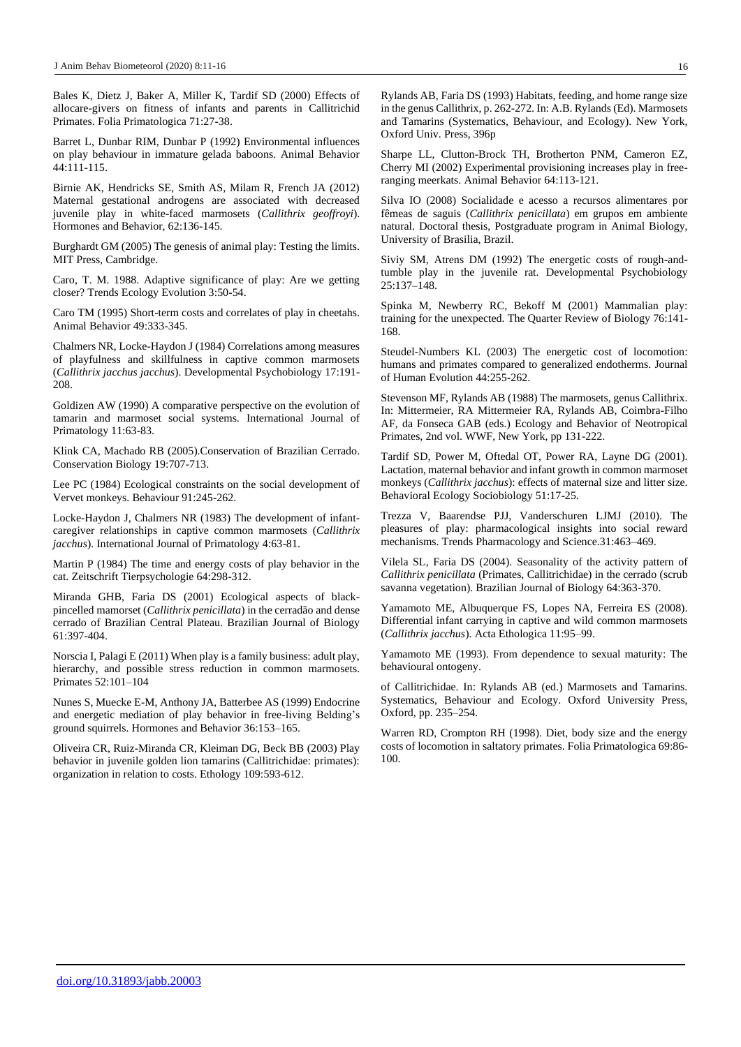Bales K, Dietz J, Baker A, Miller K, Tardif SD (2000) Effects of allocare-givers on fitness of infants and parents in Callitrichid Primates. Folia Primatologica 71:27-38.

Barret L, Dunbar RIM, Dunbar P (1992) Environmental influences on play behaviour in immature gelada baboons. Animal Behavior 44:111-115.

Birnie AK, Hendricks SE, Smith AS, Milam R, French JA (2012) Maternal gestational androgens are associated with decreased juvenile play in white-faced marmosets (*Callithrix geoffroyi*). Hormones and Behavior, 62:136-145.

Burghardt GM (2005) The genesis of animal play: Testing the limits. MIT Press, Cambridge.

Caro, T. M. 1988. Adaptive significance of play: Are we getting closer? Trends Ecology Evolution 3:50-54.

Caro TM (1995) Short-term costs and correlates of play in cheetahs. Animal Behavior 49:333-345.

Chalmers NR, Locke-Haydon J (1984) Correlations among measures of playfulness and skillfulness in captive common marmosets (*Callithrix jacchus jacchus*). Developmental Psychobiology 17:191-208.

Goldizen AW (1990) A comparative perspective on the evolution of tamarin and marmoset social systems. International Journal of Primatology 11:63-83.

Klink CA, Machado RB (2005).Conservation of Brazilian Cerrado. Conservation Biology 19:707-713.

Lee PC (1984) Ecological constraints on the social development of Vervet monkeys. Behaviour 91:245-262.

Locke-Haydon J, Chalmers NR (1983) The development of infant-caregiver relationships in captive common marmosets (*Callithrix jacchus*). International Journal of Primatology 4:63-81.

Martin P (1984) The time and energy costs of play behavior in the cat. Zeitschrift Tierpsychologie 64:298-312.

Miranda GHB, Faria DS (2001) Ecological aspects of black-pincelled mamorset (*Callithrix penicillata*) in the cerradão and dense cerrado of Brazilian Central Plateau. Brazilian Journal of Biology 61:397-404.

Norscia I, Palagi E (2011) When play is a family business: adult play, hierarchy, and possible stress reduction in common marmosets. Primates 52:101–104

Nunes S, Muecke E-M, Anthony JA, Batterbee AS (1999) Endocrine and energetic mediation of play behavior in free-living Belding's ground squirrels. Hormones and Behavior 36:153–165.

Oliveira CR, Ruiz-Miranda CR, Kleiman DG, Beck BB (2003) Play behavior in juvenile golden lion tamarins (Callitrichidae: primates): organization in relation to costs. Ethology 109:593-612.

Rylands AB, Faria DS (1993) Habitats, feeding, and home range size in the genus Callithrix, p. 262-272. In: A.B. Rylands (Ed). Marmosets and Tamarins (Systematics, Behaviour, and Ecology). New York, Oxford Univ. Press, 396p

Sharpe LL, Clutton-Brock TH, Brotherton PNM, Cameron EZ, Cherry MI (2002) Experimental provisioning increases play in free-ranging meerkats. Animal Behavior 64:113-121.

Silva IO (2008) Socialidade e acesso a recursos alimentares por fêmeas de saguis (*Callithrix penicillata*) em grupos em ambiente natural. Doctoral thesis, Postgraduate program in Animal Biology, University of Brasilia, Brazil.

Siviy SM, Atrens DM (1992) The energetic costs of rough-and-tumble play in the juvenile rat. Developmental Psychobiology 25:137–148.

Spinka M, Newberry RC, Bekoff M (2001) Mammalian play: training for the unexpected. The Quarter Review of Biology 76:141-168.

Steudel-Numbers KL (2003) The energetic cost of locomotion: humans and primates compared to generalized endotherms. Journal of Human Evolution 44:255-262.

Stevenson MF, Rylands AB (1988) The marmosets, genus Callithrix. In: Mittermeier, RA Mittermeier RA, Rylands AB, Coimbra-Filho AF, da Fonseca GAB (eds.) Ecology and Behavior of Neotropical Primates, 2nd vol. WWF, New York, pp 131-222.

Tardif SD, Power M, Oftedal OT, Power RA, Layne DG (2001). Lactation, maternal behavior and infant growth in common marmoset monkeys (*Callithrix jacchus*): effects of maternal size and litter size. Behavioral Ecology Sociobiology 51:17-25.

Trezza V, Baarendse PJJ, Vanderschuren LJMJ (2010). The pleasures of play: pharmacological insights into social reward mechanisms. Trends Pharmacology and Science.31:463–469.

Vilela SL, Faria DS (2004). Seasonality of the activity pattern of *Callithrix penicillata* (Primates, Callitrichidae) in the cerrado (scrub savanna vegetation). Brazilian Journal of Biology 64:363-370.

Yamamoto ME, Albuquerque FS, Lopes NA, Ferreira ES (2008). Differential infant carrying in captive and wild common marmosets (*Callithrix jacchus*). Acta Ethologica 11:95–99.

Yamamoto ME (1993). From dependence to sexual maturity: The behavioural ontogeny.

of Callitrichidae. In: Rylands AB (ed.) Marmosets and Tamarins. Systematics, Behaviour and Ecology. Oxford University Press, Oxford, pp. 235–254.

Warren RD, Crompton RH (1998). Diet, body size and the energy costs of locomotion in saltatory primates. Folia Primatologica 69:86-100.